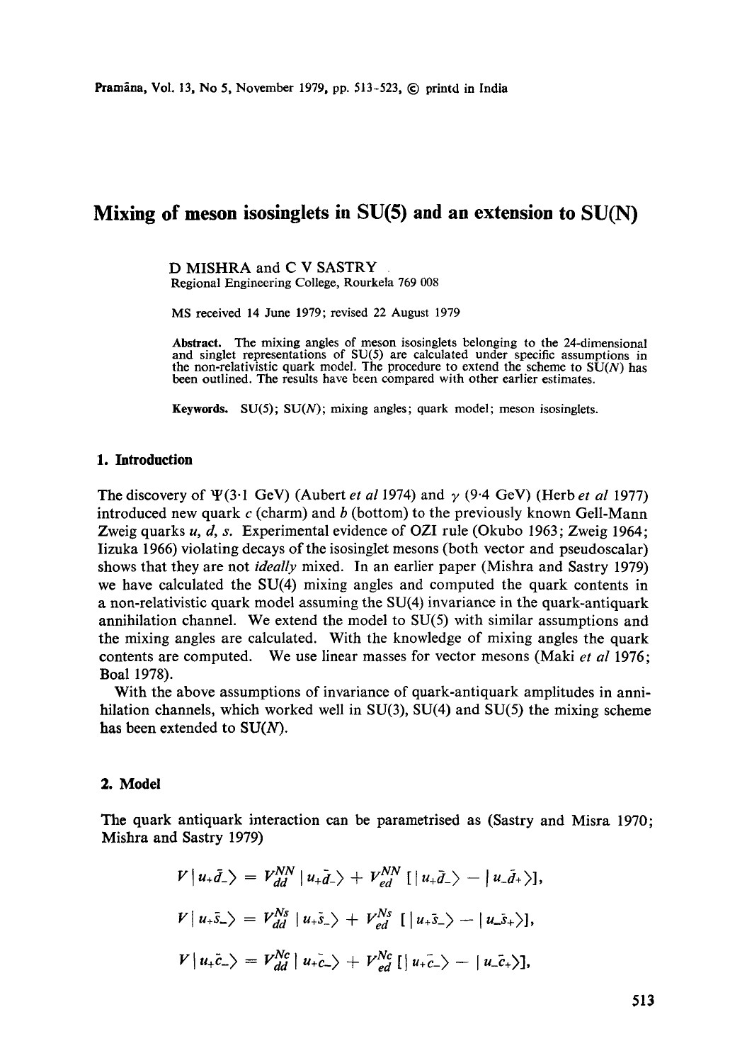# Mixing of meson isosinglets in SU(5) and an extension to SU(N)

D MISHRA and C V SASTRY

Regional Engineering College, Rourkela 769 008

MS received 14 June 1979; revised 22 August 1979

**Abstract.** The mixing angles of meson isosinglets belonging to the 24-dimensional and singlet representations of SU(5) are calculated under specific assumptions in the non-relativistic quark model. The procedure to extend the scheme to SU($N$) has been outlined. The results have been compared with other earlier estimates.

**Keywords.** SU(5); SU($N$); mixing angles; quark model; meson isosinglets.

## 1. Introduction

The discovery of $\Psi$(3·1 GeV) (Aubert *et al* 1974) and $\gamma$ (9·4 GeV) (Herb *et al* 1977) introduced new quark $c$ (charm) and $b$ (bottom) to the previously known Gell-Mann Zweig quarks $u$, $d$, $s$. Experimental evidence of OZI rule (Okubo 1963; Zweig 1964; Iizuka 1966) violating decays of the isosinglet mesons (both vector and pseudoscalar) shows that they are not *ideally* mixed. In an earlier paper (Mishra and Sastry 1979) we have calculated the SU(4) mixing angles and computed the quark contents in a non-relativistic quark model assuming the SU(4) invariance in the quark-antiquark annihilation channel. We extend the model to SU(5) with similar assumptions and the mixing angles are calculated. With the knowledge of mixing angles the quark contents are computed. We use linear masses for vector mesons (Maki *et al* 1976; Boal 1978).

With the above assumptions of invariance of quark-antiquark amplitudes in annihilation channels, which worked well in SU(3), SU(4) and SU(5) the mixing scheme has been extended to SU($N$).

## 2. Model

The quark antiquark interaction can be parametrised as (Sastry and Misra 1970; Mishra and Sastry 1979)

$$V\,|u_+\bar{d}_-\rangle = V_{dd}^{NN}\,|u_+\bar{d}_-\rangle + V_{ed}^{NN}\,[\,|u_+\bar{d}_-\rangle - |u_-\bar{d}_+\rangle],$$

$$V\,|u_+\bar{s}_-\rangle = V_{dd}^{Ns}\,|u_+\bar{s}_-\rangle + V_{ed}^{Ns}\,[\,|u_+\bar{s}_-\rangle - |u_-\bar{s}_+\rangle],$$

$$V\,|u_+\bar{c}_-\rangle = V_{dd}^{Nc}\,|u_+\bar{c}_-\rangle + V_{ed}^{Nc}\,[\,|u_+\bar{c}_-\rangle - |u_-\bar{c}_+\rangle],$$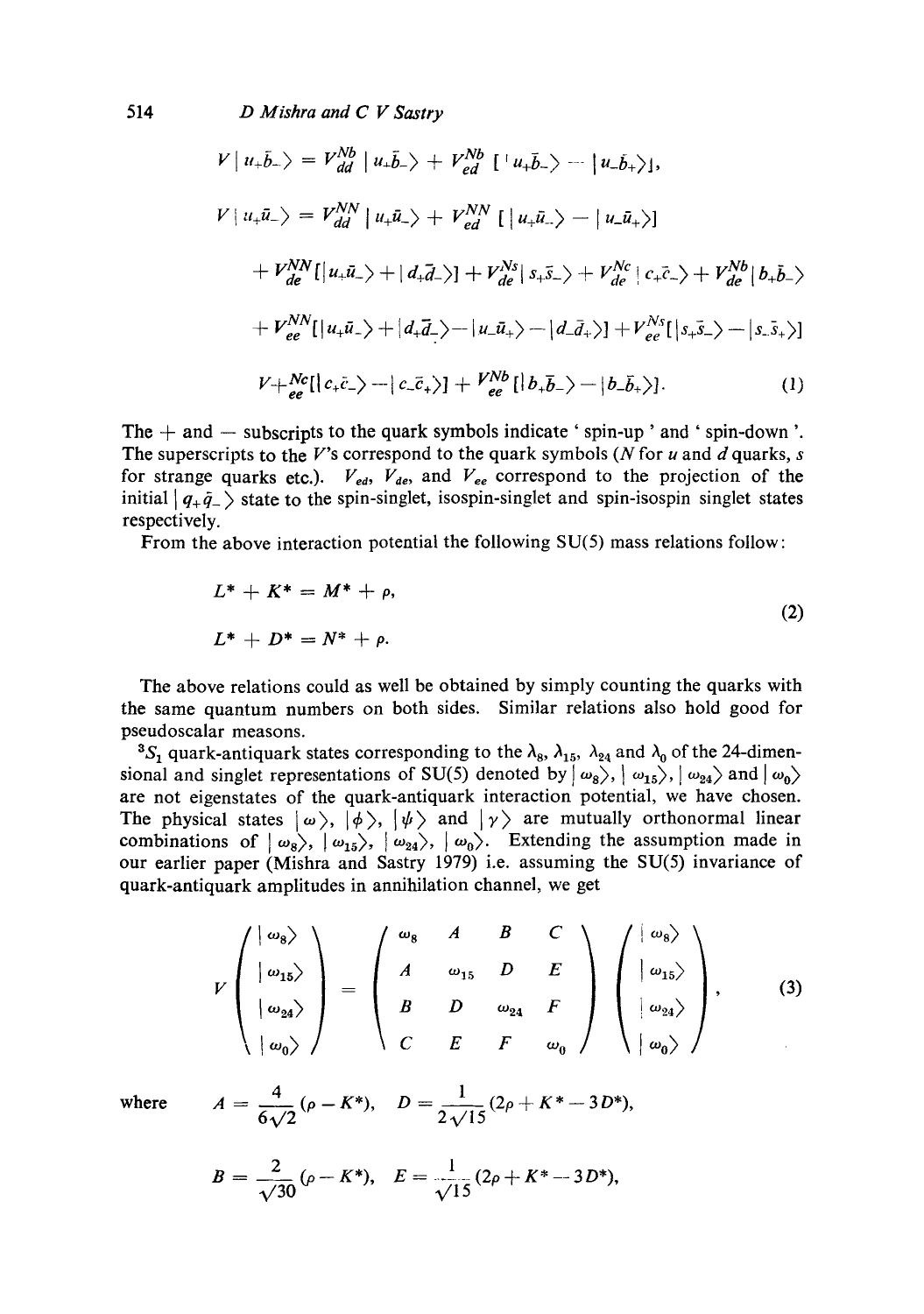$$V\,|u_+\bar{b}_-\rangle = V^{Nb}_{dd}\,|u_+\bar{b}_-\rangle + V^{Nb}_{ed}\,[\,|u_+\bar{b}_-\rangle - |u_-\bar{b}_+\rangle],$$

$$\begin{aligned}
V\,|u_+\bar{u}_-\rangle &= V^{NN}_{dd}\,|u_+\bar{u}_-\rangle + V^{NN}_{ed}\,[\,|u_+\bar{u}_-\rangle - |u_-\bar{u}_+\rangle] \\
&+ V^{NN}_{de}[\,|u_+\bar{u}_-\rangle + |d_+\bar{d}_-\rangle] + V^{Ns}_{de}\,|s_+\bar{s}_-\rangle + V^{Nc}_{de}\,|c_+\bar{c}_-\rangle + V^{Nb}_{de}\,|b_+\bar{b}_-\rangle \\
&+ V^{NN}_{ee}[\,|u_+\bar{u}_-\rangle + |d_+\bar{d}_-\rangle - |u_-\bar{u}_+\rangle - |d_-\bar{d}_+\rangle] + V^{Ns}_{ee}[\,|s_+\bar{s}_-\rangle - |s_-\bar{s}_+\rangle] \\
&+ V^{Nc}_{ee}[\,|c_+\bar{c}_-\rangle - |c_-\bar{c}_+\rangle] + V^{Nb}_{ee}\,[\,|b_+\bar{b}_-\rangle - |b_-\bar{b}_+\rangle].
\end{aligned} \tag{1}$$

The $+$ and $-$ subscripts to the quark symbols indicate 'spin-up' and 'spin-down'. The superscripts to the $V$'s correspond to the quark symbols ($N$ for $u$ and $d$ quarks, $s$ for strange quarks etc.). $V_{ed}$, $V_{de}$, and $V_{ee}$ correspond to the projection of the initial $|q_+\bar{q}_-\rangle$ state to the spin-singlet, isospin-singlet and spin-isospin singlet states respectively.

From the above interaction potential the following SU(5) mass relations follow:

$$\begin{aligned}
L^* + K^* &= M^* + \rho, \\
L^* + D^* &= N^* + \rho.
\end{aligned} \tag{2}$$

The above relations could as well be obtained by simply counting the quarks with the same quantum numbers on both sides. Similar relations also hold good for pseudoscalar measons.

$^3S_1$ quark-antiquark states corresponding to the $\lambda_8$, $\lambda_{15}$, $\lambda_{24}$ and $\lambda_0$ of the 24-dimensional and singlet representations of SU(5) denoted by $|\omega_8\rangle$, $|\omega_{15}\rangle$, $|\omega_{24}\rangle$ and $|\omega_0\rangle$ are not eigenstates of the quark-antiquark interaction potential, we have chosen. The physical states $|\omega\rangle$, $|\phi\rangle$, $|\psi\rangle$ and $|\gamma\rangle$ are mutually orthonormal linear combinations of $|\omega_8\rangle$, $|\omega_{15}\rangle$, $|\omega_{24}\rangle$, $|\omega_0\rangle$. Extending the assumption made in our earlier paper (Mishra and Sastry 1979) i.e. assuming the SU(5) invariance of quark-antiquark amplitudes in annihilation channel, we get

$$V\begin{pmatrix} |\omega_8\rangle \\ |\omega_{15}\rangle \\ |\omega_{24}\rangle \\ |\omega_0\rangle \end{pmatrix} = \begin{pmatrix} \omega_8 & A & B & C \\ A & \omega_{15} & D & E \\ B & D & \omega_{24} & F \\ C & E & F & \omega_0 \end{pmatrix} \begin{pmatrix} |\omega_8\rangle \\ |\omega_{15}\rangle \\ |\omega_{24}\rangle \\ |\omega_0\rangle \end{pmatrix}, \tag{3}$$

where $A = \dfrac{4}{6\sqrt{2}}(\rho - K^*)$, $D = \dfrac{1}{2\sqrt{15}}(2\rho + K^* - 3D^*)$,

$B = \dfrac{2}{\sqrt{30}}(\rho - K^*)$, $E = \dfrac{1}{\sqrt{15}}(2\rho + K^* - 3D^*)$,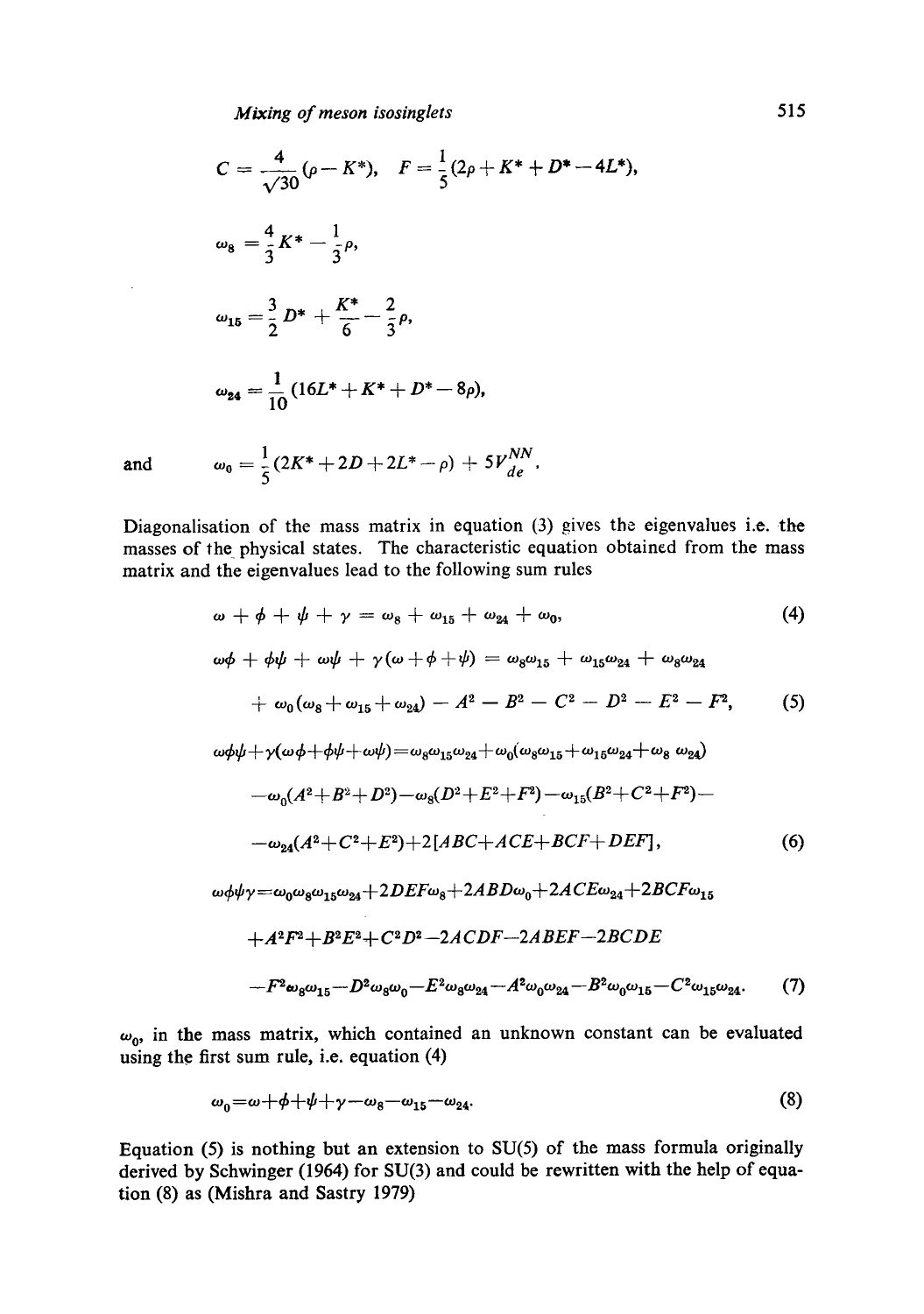$$C = \frac{4}{\sqrt{30}}(\rho - K^*), \quad F = \frac{1}{5}(2\rho + K^* + D^* - 4L^*),$$

$$\omega_8 = \frac{4}{3}K^* - \frac{1}{3}\rho,$$

$$\omega_{15} = \frac{3}{2}D^* + \frac{K^*}{6} - \frac{2}{3}\rho,$$

$$\omega_{24} = \frac{1}{10}(16L^* + K^* + D^* - 8\rho),$$

and
$$\omega_0 = \frac{1}{5}(2K^* + 2D + 2L^* - \rho) + 5V_{de}^{NN}.$$

Diagonalisation of the mass matrix in equation (3) gives the eigenvalues i.e. the masses of the physical states. The characteristic equation obtained from the mass matrix and the eigenvalues lead to the following sum rules

$$\omega + \phi + \psi + \gamma = \omega_8 + \omega_{15} + \omega_{24} + \omega_0, \tag{4}$$

$$\begin{aligned}\omega\phi + \phi\psi + \omega\psi + \gamma(\omega + \phi + \psi) &= \omega_8\omega_{15} + \omega_{15}\omega_{24} + \omega_8\omega_{24} \\ &+ \omega_0(\omega_8 + \omega_{15} + \omega_{24}) - A^2 - B^2 - C^2 - D^2 - E^2 - F^2,\end{aligned} \tag{5}$$

$$\begin{aligned}\omega\phi\psi + \gamma(\omega\phi + \phi\psi + \omega\psi) &= \omega_8\omega_{15}\omega_{24} + \omega_0(\omega_8\omega_{15} + \omega_{15}\omega_{24} + \omega_8\,\omega_{24}) \\ &- \omega_0(A^2 + B^2 + D^2) - \omega_8(D^2 + E^2 + F^2) - \omega_{15}(B^2 + C^2 + F^2) - \\ &- \omega_{24}(A^2 + C^2 + E^2) + 2[ABC + ACE + BCF + DEF],\end{aligned} \tag{6}$$

$$\begin{aligned}\omega\phi\psi\gamma &= \omega_0\omega_8\omega_{15}\omega_{24} + 2DEF\omega_8 + 2ABD\omega_0 + 2ACE\omega_{24} + 2BCF\omega_{15} \\ &+ A^2F^2 + B^2E^2 + C^2D^2 - 2ACDF - 2ABEF - 2BCDE \\ &- F^2\omega_8\omega_{15} - D^2\omega_8\omega_0 - E^2\omega_8\omega_{24} - A^2\omega_0\omega_{24} - B^2\omega_0\omega_{15} - C^2\omega_{15}\omega_{24}.\end{aligned} \tag{7}$$

$\omega_0$, in the mass matrix, which contained an unknown constant can be evaluated using the first sum rule, i.e. equation (4)

$$\omega_0 = \omega + \phi + \psi + \gamma - \omega_8 - \omega_{15} - \omega_{24}. \tag{8}$$

Equation (5) is nothing but an extension to SU(5) of the mass formula originally derived by Schwinger (1964) for SU(3) and could be rewritten with the help of equation (8) as (Mishra and Sastry 1979)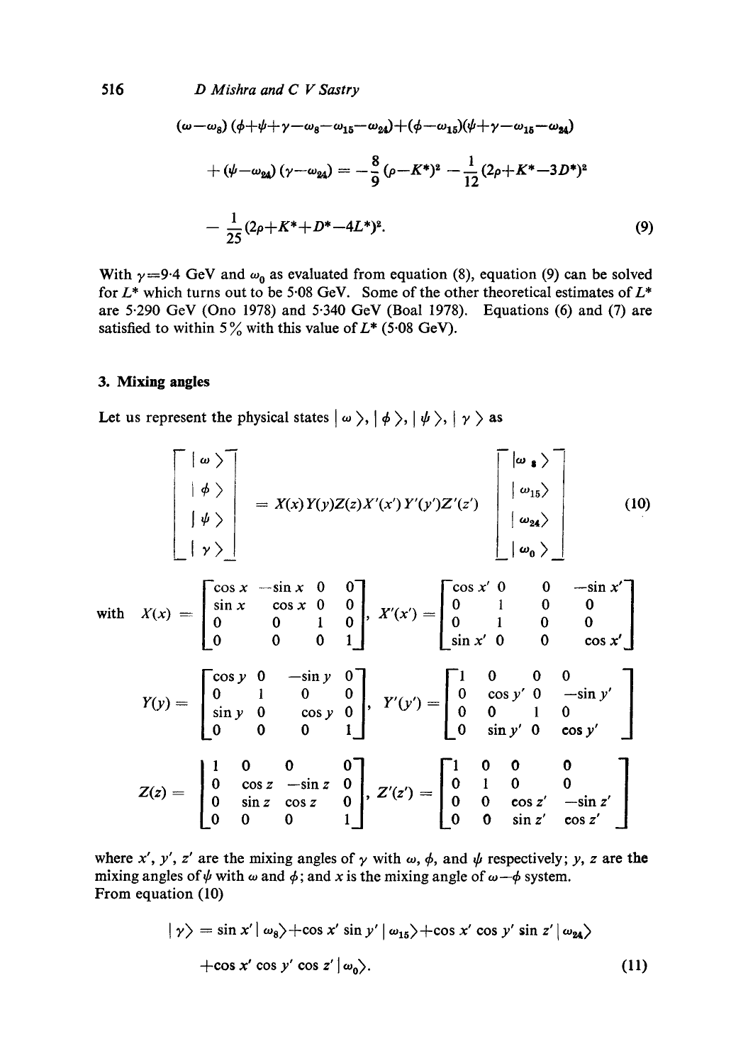$$(\omega-\omega_8)(\phi+\psi+\gamma-\omega_8-\omega_{15}-\omega_{24})+(\phi-\omega_{15})(\psi+\gamma-\omega_{15}-\omega_{24})$$

$$+(\psi-\omega_{24})(\gamma-\omega_{24}) = -\frac{8}{9}(\rho-K^*)^2 - \frac{1}{12}(2\rho+K^*-3D^*)^2$$

$$-\frac{1}{25}(2\rho+K^*+D^*-4L^*)^2. \tag{9}$$

With $\gamma=9{\cdot}4$ GeV and $\omega_0$ as evaluated from equation (8), equation (9) can be solved for $L^*$ which turns out to be 5·08 GeV. Some of the other theoretical estimates of $L^*$ are 5·290 GeV (Ono 1978) and 5·340 GeV (Boal 1978). Equations (6) and (7) are satisfied to within 5% with this value of $L^*$ (5·08 GeV).

## 3. Mixing angles

Let us represent the physical states $|\omega\rangle$, $|\phi\rangle$, $|\psi\rangle$, $|\gamma\rangle$ as

$$\begin{bmatrix} |\omega\rangle \\ |\phi\rangle \\ |\psi\rangle \\ |\gamma\rangle \end{bmatrix} = X(x)Y(y)Z(z)X'(x')Y'(y')Z'(z') \begin{bmatrix} |\omega_8\rangle \\ |\omega_{15}\rangle \\ |\omega_{24}\rangle \\ |\omega_0\rangle \end{bmatrix} \tag{10}$$

with $X(x) = \begin{bmatrix} \cos x & -\sin x & 0 & 0 \\ \sin x & \cos x & 0 & 0 \\ 0 & 0 & 1 & 0 \\ 0 & 0 & 0 & 1 \end{bmatrix}$, $X'(x') = \begin{bmatrix} \cos x' & 0 & 0 & -\sin x' \\ 0 & 1 & 0 & 0 \\ 0 & 1 & 0 & 0 \\ \sin x' & 0 & 0 & \cos x' \end{bmatrix}$

$Y(y) = \begin{bmatrix} \cos y & 0 & -\sin y & 0 \\ 0 & 1 & 0 & 0 \\ \sin y & 0 & \cos y & 0 \\ 0 & 0 & 0 & 1 \end{bmatrix}$, $Y'(y') = \begin{bmatrix} 1 & 0 & 0 & 0 \\ 0 & \cos y' & 0 & -\sin y' \\ 0 & 0 & 1 & 0 \\ 0 & \sin y' & 0 & \cos y' \end{bmatrix}$

$Z(z) = \begin{bmatrix} 1 & 0 & 0 & 0 \\ 0 & \cos z & -\sin z & 0 \\ 0 & \sin z & \cos z & 0 \\ 0 & 0 & 0 & 1 \end{bmatrix}$, $Z'(z') = \begin{bmatrix} 1 & 0 & 0 & 0 \\ 0 & 1 & 0 & 0 \\ 0 & 0 & \cos z' & -\sin z' \\ 0 & 0 & \sin z' & \cos z' \end{bmatrix}$

where $x'$, $y'$, $z'$ are the mixing angles of $\gamma$ with $\omega$, $\phi$, and $\psi$ respectively; $y$, $z$ are the mixing angles of $\psi$ with $\omega$ and $\phi$; and $x$ is the mixing angle of $\omega-\phi$ system.
From equation (10)

$$|\gamma\rangle = \sin x'\,|\omega_8\rangle + \cos x' \sin y'\,|\omega_{15}\rangle + \cos x' \cos y' \sin z'\,|\omega_{24}\rangle$$

$$+\cos x' \cos y' \cos z'\,|\omega_0\rangle. \tag{11}$$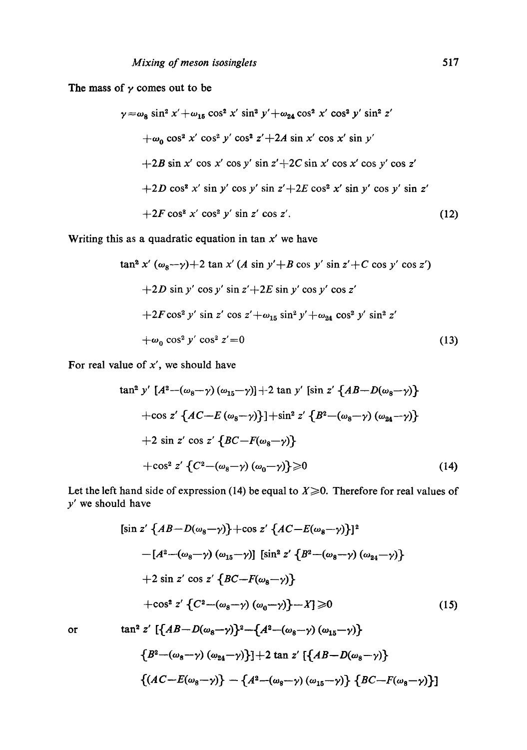The mass of $\gamma$ comes out to be

$$\gamma = \omega_8 \sin^2 x' + \omega_{15} \cos^2 x' \sin^2 y' + \omega_{24} \cos^2 x' \cos^2 y' \sin^2 z'$$
$$+ \omega_0 \cos^2 x' \cos^2 y' \cos^2 z' + 2A \sin x' \cos x' \sin y'$$
$$+ 2B \sin x' \cos x' \cos y' \sin z' + 2C \sin x' \cos x' \cos y' \cos z'$$
$$+ 2D \cos^2 x' \sin y' \cos y' \sin z' + 2E \cos^2 x' \sin y' \cos y' \sin z'$$
$$+ 2F \cos^2 x' \cos^2 y' \sin z' \cos z'. \tag{12}$$

Writing this as a quadratic equation in $\tan x'$ we have

$$\tan^2 x' (\omega_8 - \gamma) + 2 \tan x' (A \sin y' + B \cos y' \sin z' + C \cos y' \cos z')$$
$$+ 2D \sin y' \cos y' \sin z' + 2E \sin y' \cos y' \cos z'$$
$$+ 2F \cos^2 y' \sin z' \cos z' + \omega_{15} \sin^2 y' + \omega_{24} \cos^2 y' \sin^2 z'$$
$$+ \omega_0 \cos^2 y' \cos^2 z' = 0 \tag{13}$$

For real value of $x'$, we should have

$$\tan^2 y' \, [A^2 - (\omega_8 - \gamma)(\omega_{15} - \gamma)] + 2 \tan y' \, [\sin z' \, \{AB - D(\omega_8 - \gamma)\}$$
$$+ \cos z' \, \{AC - E(\omega_8 - \gamma)\}] + \sin^2 z' \, \{B^2 - (\omega_8 - \gamma)(\omega_{24} - \gamma)\}$$
$$+ 2 \sin z' \cos z' \, \{BC - F(\omega_8 - \gamma)\}$$
$$+ \cos^2 z' \, \{C^2 - (\omega_8 - \gamma)(\omega_0 - \gamma)\} \geqslant 0 \tag{14}$$

Let the left hand side of expression (14) be equal to $X \geqslant 0$. Therefore for real values of $y'$ we should have

$$[\sin z' \, \{AB - D(\omega_8 - \gamma)\} + \cos z' \, \{AC - E(\omega_8 - \gamma)\}]^2$$
$$- [A^2 - (\omega_8 - \gamma)(\omega_{15} - \gamma)] \, [\sin^2 z' \, \{B^2 - (\omega_8 - \gamma)(\omega_{24} - \gamma)\}$$
$$+ 2 \sin z' \cos z' \, \{BC - F(\omega_8 - \gamma)\}$$
$$+ \cos^2 z' \, \{C^2 - (\omega_8 - \gamma)(\omega_0 - \gamma)\} - X] \geqslant 0 \tag{15}$$

or

$$\tan^2 z' \, [\{AB - D(\omega_8 - \gamma)\}^2 - \{A^2 - (\omega_8 - \gamma)(\omega_{15} - \gamma)\}$$
$$\{B^2 - (\omega_8 - \gamma)(\omega_{24} - \gamma)\}] + 2 \tan z' \, [\{AB - D(\omega_8 - \gamma)\}$$
$$\{(AC - E(\omega_8 - \gamma)\} - \{A^2 - (\omega_8 - \gamma)(\omega_{15} - \gamma)\} \, \{BC - F(\omega_8 - \gamma)\}]$$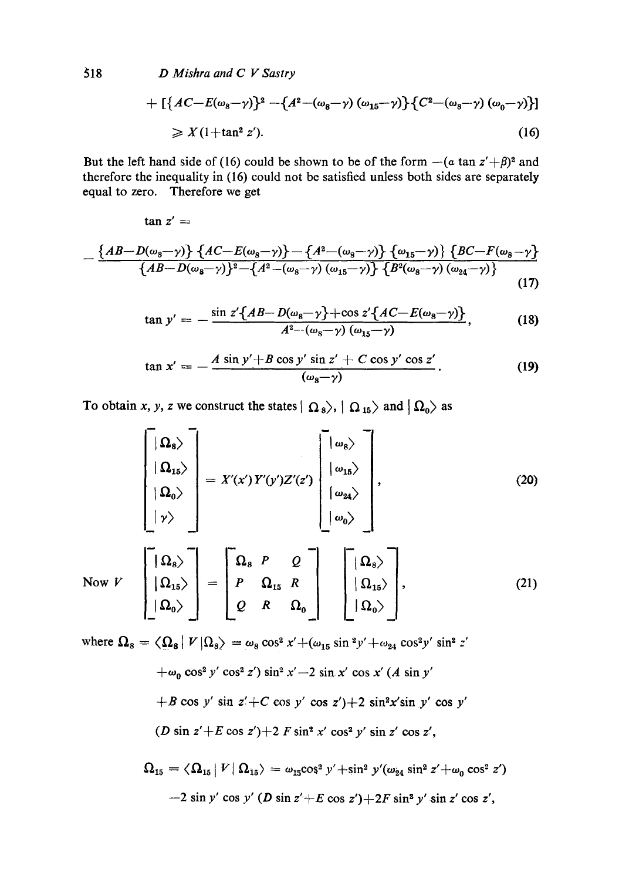$$+ [\{AC-E(\omega_8-\gamma)\}^2 - \{A^2-(\omega_8-\gamma)(\omega_{15}-\gamma)\}\{C^2-(\omega_8-\gamma)(\omega_0-\gamma)\}]$$

$$\geqslant X(1+\tan^2 z'). \tag{16}$$

But the left hand side of (16) could be shown to be of the form $-(\alpha \tan z'+\beta)^2$ and therefore the inequality in (16) could not be satisfied unless both sides are separately equal to zero. Therefore we get

$$\tan z' = -\frac{\{AB-D(\omega_8-\gamma)\}\{AC-E(\omega_8-\gamma)\} - \{A^2-(\omega_8-\gamma)\}\{\omega_{15}-\gamma)\}\{BC-F(\omega_8-\gamma\}}{\{AB-D(\omega_8-\gamma)\}^2 - \{A^2-(\omega_8-\gamma)(\omega_{15}-\gamma)\}\{B^2(\omega_8-\gamma)(\omega_{24}-\gamma)\}} \tag{17}$$

$$\tan y' = -\frac{\sin z'\{AB-D(\omega_8-\gamma\}+\cos z'\{AC-E(\omega_8-\gamma)\}}{A^2-(\omega_8-\gamma)(\omega_{15}-\gamma)}, \tag{18}$$

$$\tan x' = -\frac{A \sin y'+B \cos y' \sin z' + C \cos y' \cos z'}{(\omega_8-\gamma)}. \tag{19}$$

To obtain $x, y, z$ we construct the states $|\,\Omega_8\rangle$, $|\,\Omega_{15}\rangle$ and $|\,\Omega_0\rangle$ as

$$\begin{bmatrix} |\,\Omega_8\rangle \\ |\,\Omega_{15}\rangle \\ |\,\Omega_0\rangle \\ |\,\gamma\rangle \end{bmatrix} = X'(x')Y'(y')Z'(z') \begin{bmatrix} |\,\omega_8\rangle \\ |\,\omega_{15}\rangle \\ |\,\omega_{24}\rangle \\ |\,\omega_0\rangle \end{bmatrix}, \tag{20}$$

$$\text{Now } V \begin{bmatrix} |\,\Omega_8\rangle \\ |\,\Omega_{15}\rangle \\ |\,\Omega_0\rangle \end{bmatrix} = \begin{bmatrix} \Omega_8 & P & Q \\ P & \Omega_{15} & R \\ Q & R & \Omega_0 \end{bmatrix} \begin{bmatrix} |\,\Omega_8\rangle \\ |\,\Omega_{15}\rangle \\ |\,\Omega_0\rangle \end{bmatrix}, \tag{21}$$

where $\Omega_8 = \langle \Omega_8 \,|\, V \,|\Omega_8\rangle = \omega_8 \cos^2 x' + (\omega_{15} \sin^2 y' + \omega_{24} \cos^2 y' \sin^2 z' + \omega_0 \cos^2 y' \cos^2 z') \sin^2 x' - 2 \sin x' \cos x' (A \sin y' + B \cos y' \sin z' + C \cos y' \cos z') + 2 \sin^2 x' \sin y' \cos y' (D \sin z' + E \cos z') + 2 F \sin^2 x' \cos^2 y' \sin z' \cos z'$,

$\Omega_{15} = \langle \Omega_{15} \,|\, V \,|\, \Omega_{15}\rangle = \omega_{15} \cos^2 y' + \sin^2 y' (\omega_{24} \sin^2 z' + \omega_0 \cos^2 z') - 2 \sin y' \cos y' (D \sin z' + E \cos z') + 2F \sin^2 y' \sin z' \cos z'$,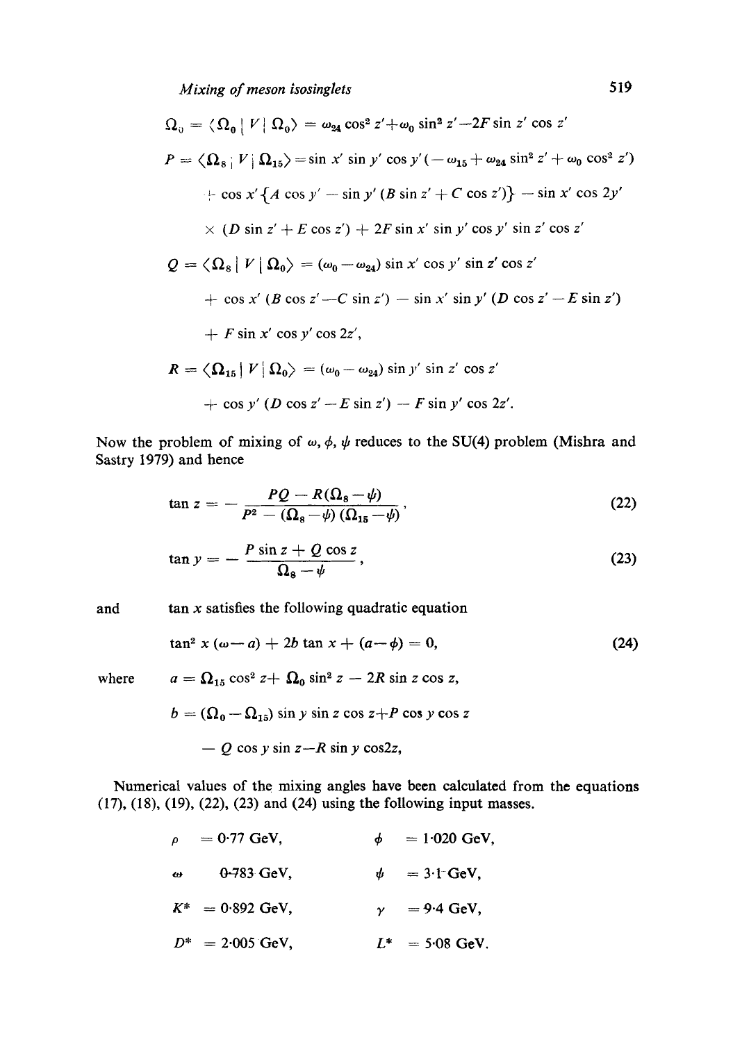$$\Omega_0 = \langle \Omega_0 \mid V \mid \Omega_0 \rangle = \omega_{24} \cos^2 z' + \omega_0 \sin^2 z' - 2F \sin z' \cos z'$$

$$P = \langle \Omega_8 \mid V \mid \Omega_{15} \rangle = \sin x' \sin y' \cos y' (-\omega_{15} + \omega_{24} \sin^2 z' + \omega_0 \cos^2 z')$$
$$+ \cos x' \{ A \cos y' - \sin y' (B \sin z' + C \cos z') \} - \sin x' \cos 2y'$$
$$\times (D \sin z' + E \cos z') + 2F \sin x' \sin y' \cos y' \sin z' \cos z'$$

$$Q = \langle \Omega_8 \mid V \mid \Omega_0 \rangle = (\omega_0 - \omega_{24}) \sin x' \cos y' \sin z' \cos z'$$
$$+ \cos x' (B \cos z' - C \sin z') - \sin x' \sin y' (D \cos z' - E \sin z')$$
$$+ F \sin x' \cos y' \cos 2z',$$

$$R = \langle \Omega_{15} \mid V \mid \Omega_0 \rangle = (\omega_0 - \omega_{24}) \sin y' \sin z' \cos z'$$
$$+ \cos y' (D \cos z' - E \sin z') - F \sin y' \cos 2z'.$$

Now the problem of mixing of $\omega$, $\phi$, $\psi$ reduces to the SU(4) problem (Mishra and Sastry 1979) and hence

$$\tan z = -\frac{PQ - R(\Omega_8 - \psi)}{P^2 - (\Omega_8 - \psi)(\Omega_{15} - \psi)}, \tag{22}$$

$$\tan y = -\frac{P \sin z + Q \cos z}{\Omega_8 - \psi}, \tag{23}$$

and tan $x$ satisfies the following quadratic equation

$$\tan^2 x (\omega - a) + 2b \tan x + (a - \phi) = 0, \tag{24}$$

where $a = \Omega_{15} \cos^2 z + \Omega_0 \sin^2 z - 2R \sin z \cos z$,

$$b = (\Omega_0 - \Omega_{15}) \sin y \sin z \cos z + P \cos y \cos z$$
$$- Q \cos y \sin z - R \sin y \cos 2z,$$

Numerical values of the mixing angles have been calculated from the equations (17), (18), (19), (22), (23) and (24) using the following input masses.

$\rho = 0{\cdot}77$ GeV, $\phi = 1{\cdot}020$ GeV,

$\omega$ $0{\cdot}783$ GeV, $\psi = 3{\cdot}1$ GeV,

$K^* = 0{\cdot}892$ GeV, $\gamma = 9{\cdot}4$ GeV,

$D^* = 2{\cdot}005$ GeV, $L^* = 5{\cdot}08$ GeV.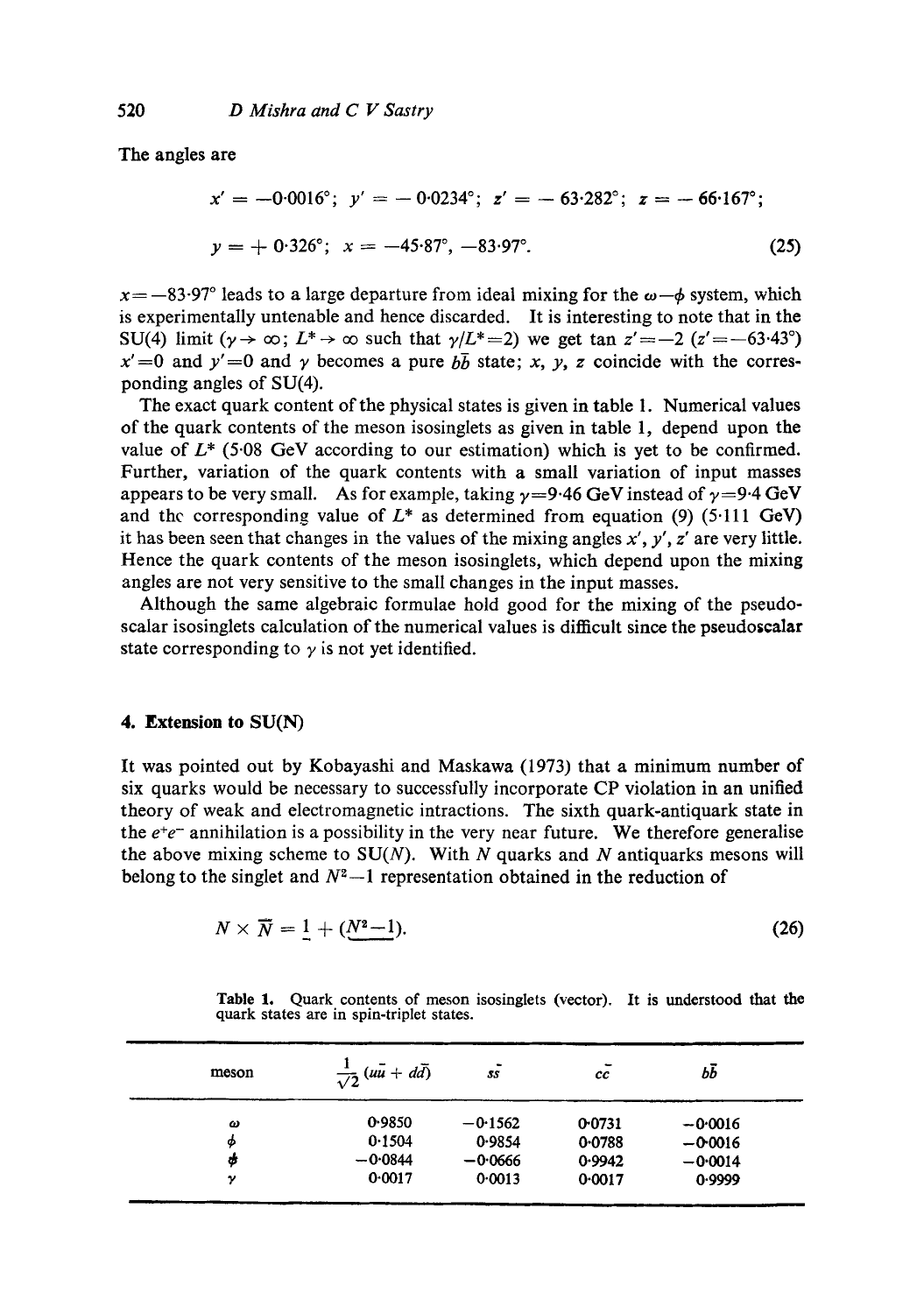The angles are

$$x' = -0{\cdot}0016°;\; y' = -0{\cdot}0234°;\; z' = -63{\cdot}282°;\; z = -66{\cdot}167°;$$

$$y = +0{\cdot}326°;\; x = -45{\cdot}87°,\; -83{\cdot}97°. \tag{25}$$

$x = -83{\cdot}97°$ leads to a large departure from ideal mixing for the $\omega-\phi$ system, which is experimentally untenable and hence discarded. It is interesting to note that in the SU(4) limit ($\gamma \to \infty$; $L^* \to \infty$ such that $\gamma/L^* = 2$) we get $\tan z' = -2$ ($z' = -63{\cdot}43°$) $x' = 0$ and $y' = 0$ and $\gamma$ becomes a pure $b\bar{b}$ state; $x$, $y$, $z$ coincide with the corresponding angles of SU(4).

The exact quark content of the physical states is given in table 1. Numerical values of the quark contents of the meson isosinglets as given in table 1, depend upon the value of $L^*$ (5·08 GeV according to our estimation) which is yet to be confirmed. Further, variation of the quark contents with a small variation of input masses appears to be very small. As for example, taking $\gamma = 9{\cdot}46$ GeV instead of $\gamma = 9{\cdot}4$ GeV and the corresponding value of $L^*$ as determined from equation (9) (5·111 GeV) it has been seen that changes in the values of the mixing angles $x'$, $y'$, $z'$ are very little. Hence the quark contents of the meson isosinglets, which depend upon the mixing angles are not very sensitive to the small changes in the input masses.

Although the same algebraic formulae hold good for the mixing of the pseudoscalar isosinglets calculation of the numerical values is difficult since the pseudoscalar state corresponding to $\gamma$ is not yet identified.

## 4. Extension to SU(N)

It was pointed out by Kobayashi and Maskawa (1973) that a minimum number of six quarks would be necessary to successfully incorporate CP violation in an unified theory of weak and electromagnetic intractions. The sixth quark-antiquark state in the $e^+e^-$ annihilation is a possibility in the very near future. We therefore generalise the above mixing scheme to SU($N$). With $N$ quarks and $N$ antiquarks mesons will belong to the singlet and $N^2-1$ representation obtained in the reduction of

$$N \times \bar{N} = \underline{1} + (\underline{N^2-1}). \tag{26}$$

Table 1. Quark contents of meson isosinglets (vector). It is understood that the quark states are in spin-triplet states.

| meson | $\frac{1}{\sqrt{2}}(u\bar{u} + d\bar{d})$ | $s\bar{s}$ | $c\bar{c}$ | $b\bar{b}$ |
|---|---|---|---|---|
| $\omega$ | 0·9850 | −0·1562 | 0·0731 | −0·0016 |
| $\phi$ | 0·1504 | 0·9854 | 0·0788 | −0·0016 |
| $\psi$ | −0·0844 | −0·0666 | 0·9942 | −0·0014 |
| $\gamma$ | 0·0017 | 0·0013 | 0·0017 | 0·9999 |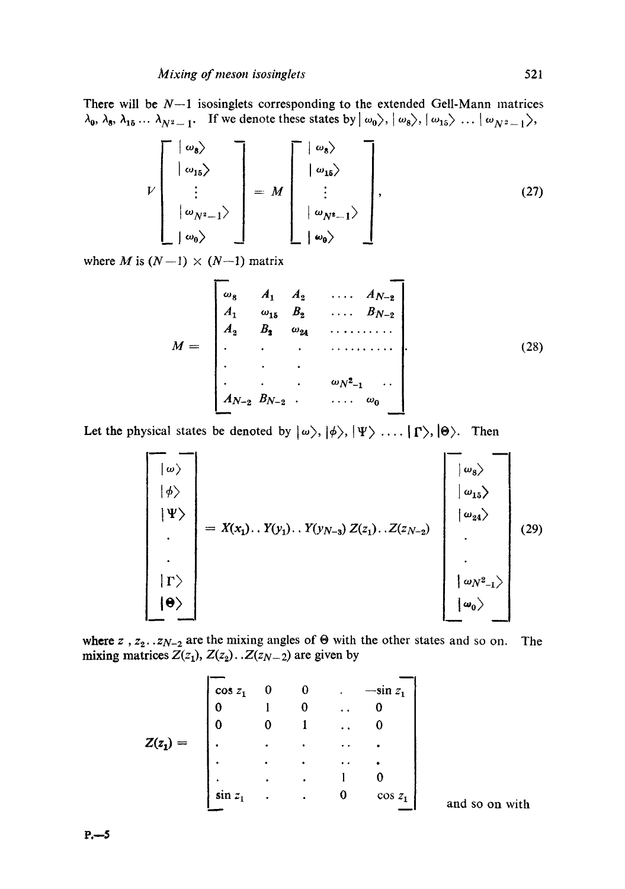There will be $N-1$ isosinglets corresponding to the extended Gell-Mann matrices $\lambda_0, \lambda_8, \lambda_{15} \ldots \lambda_{N^2-1}$. If we denote these states by $|\omega_0\rangle, |\omega_8\rangle, |\omega_{15}\rangle \ldots |\omega_{N^2-1}\rangle$,

$$
V \begin{bmatrix} |\omega_8\rangle \\ |\omega_{15}\rangle \\ \vdots \\ |\omega_{N^2-1}\rangle \\ |\omega_0\rangle \end{bmatrix} = M \begin{bmatrix} |\omega_8\rangle \\ |\omega_{15}\rangle \\ \vdots \\ |\omega_{N^2-1}\rangle \\ |\omega_0\rangle \end{bmatrix}, \tag{27}
$$

where $M$ is $(N-1) \times (N-1)$ matrix

$$
M = \begin{bmatrix} \omega_8 & A_1 & A_2 & \ldots & A_{N-2} \\ A_1 & \omega_{15} & B_2 & \ldots & B_{N-2} \\ A_2 & B_2 & \omega_{24} & \ldots\ldots & \\ \cdot & \cdot & \cdot & \ldots\ldots & \\ \cdot & \cdot & \cdot & & \\ \cdot & \cdot & \cdot & \omega_{N^2-1} & \ldots \\ A_{N-2} & B_{N-2} & \cdot & \ldots & \omega_0 \end{bmatrix}. \tag{28}
$$

Let the physical states be denoted by $|\omega\rangle, |\phi\rangle, |\Psi\rangle \ldots |\Gamma\rangle, |\Theta\rangle$. Then

$$
\begin{bmatrix} |\omega\rangle \\ |\phi\rangle \\ |\Psi\rangle \\ \cdot \\ \cdot \\ |\Gamma\rangle \\ |\Theta\rangle \end{bmatrix} = X(x_1)\ldots Y(y_1)\ldots Y(y_{N-3})\, Z(z_1)\ldots Z(z_{N-2}) \begin{bmatrix} |\omega_8\rangle \\ |\omega_{15}\rangle \\ |\omega_{24}\rangle \\ \cdot \\ \cdot \\ |\omega_{N^2-1}\rangle \\ |\omega_0\rangle \end{bmatrix} \tag{29}
$$

where $z, z_2 \ldots z_{N-2}$ are the mixing angles of $\Theta$ with the other states and so on. The mixing matrices $Z(z_1), Z(z_2) \ldots Z(z_{N-2})$ are given by

$$
Z(z_1) = \begin{bmatrix} \cos z_1 & 0 & 0 & \cdot & -\sin z_1 \\ 0 & 1 & 0 & \cdot\cdot & 0 \\ 0 & 0 & 1 & \cdot\cdot & 0 \\ \cdot & \cdot & \cdot & \cdot\cdot & \cdot \\ \cdot & \cdot & \cdot & \cdot\cdot & \cdot \\ \cdot & \cdot & \cdot & 1 & 0 \\ \sin z_1 & \cdot & \cdot & 0 & \cos z_1 \end{bmatrix}
$$

and so on with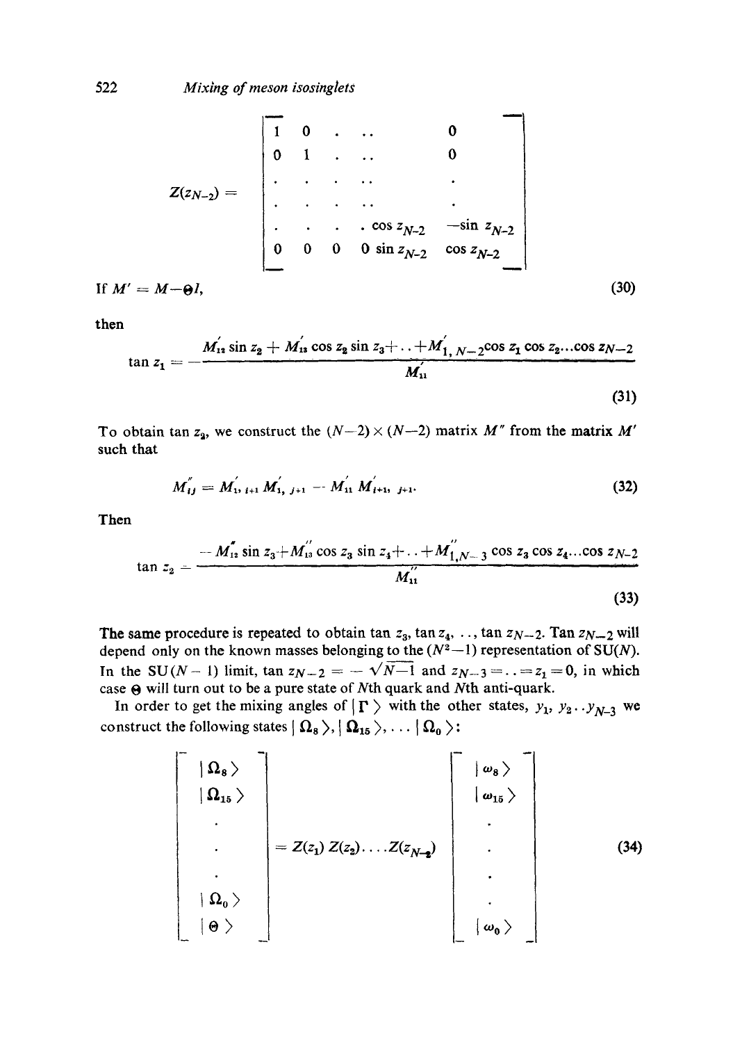$$
Z(z_{N-2}) = \begin{bmatrix} 1 & 0 & \cdot & \cdot\cdot & 0 \\ 0 & 1 & \cdot & \cdot\cdot & 0 \\ \cdot & \cdot & \cdot & \cdot\cdot & \cdot \\ \cdot & \cdot & \cdot & \cdot\cdot & \cdot \\ \cdot & \cdot & \cdot & \cdot \cos z_{N-2} & -\sin z_{N-2} \\ 0 & 0 & 0 & 0 \sin z_{N-2} & \cos z_{N-2} \end{bmatrix}
$$

If $M' = M - \Theta I$, (30)

then

$$
\tan z_1 = -\frac{M'_{12}\sin z_2 + M'_{13}\cos z_2 \sin z_3 + \ldots + M'_{1,N-2}\cos z_1 \cos z_2 \ldots \cos z_{N-2}}{M'_{11}} \tag{31}
$$

To obtain $\tan z_2$, we construct the $(N-2)\times(N-2)$ matrix $M''$ from the matrix $M'$ such that

$$
M''_{ij} = M'_{1,\,i+1} M'_{1,\,j+1} - M'_{11} M'_{i+1,\,j+1}. \tag{32}
$$

Then

$$
\tan z_2 = \frac{-M''_{12}\sin z_3 + M''_{13}\cos z_3 \sin z_4 + \ldots + M''_{1,N-3}\cos z_3 \cos z_4 \ldots \cos z_{N-2}}{M''_{11}} \tag{33}
$$

The same procedure is repeated to obtain $\tan z_3, \tan z_4, \ldots, \tan z_{N-2}$. Tan $z_{N-2}$ will depend only on the known masses belonging to the $(N^2-1)$ representation of SU($N$). In the SU$(N-1)$ limit, $\tan z_{N-2} = -\sqrt{N-1}$ and $z_{N-3} = \ldots = z_1 = 0$, in which case $\Theta$ will turn out to be a pure state of $N$th quark and $N$th anti-quark.

In order to get the mixing angles of $|\Gamma\rangle$ with the other states, $y_1, y_2 \ldots y_{N-3}$ we construct the following states $|\Omega_8\rangle, |\Omega_{15}\rangle, \ldots |\Omega_0\rangle$:

$$
\begin{bmatrix} |\Omega_8\rangle \\ |\Omega_{15}\rangle \\ \cdot \\ \cdot \\ \cdot \\ |\Omega_0\rangle \\ |\Theta\rangle \end{bmatrix} = Z(z_1)\, Z(z_2) \ldots Z(z_{N-2}) \begin{bmatrix} |\omega_8\rangle \\ |\omega_{15}\rangle \\ \cdot \\ \cdot \\ \cdot \\ \cdot \\ |\omega_0\rangle \end{bmatrix} \tag{34}
$$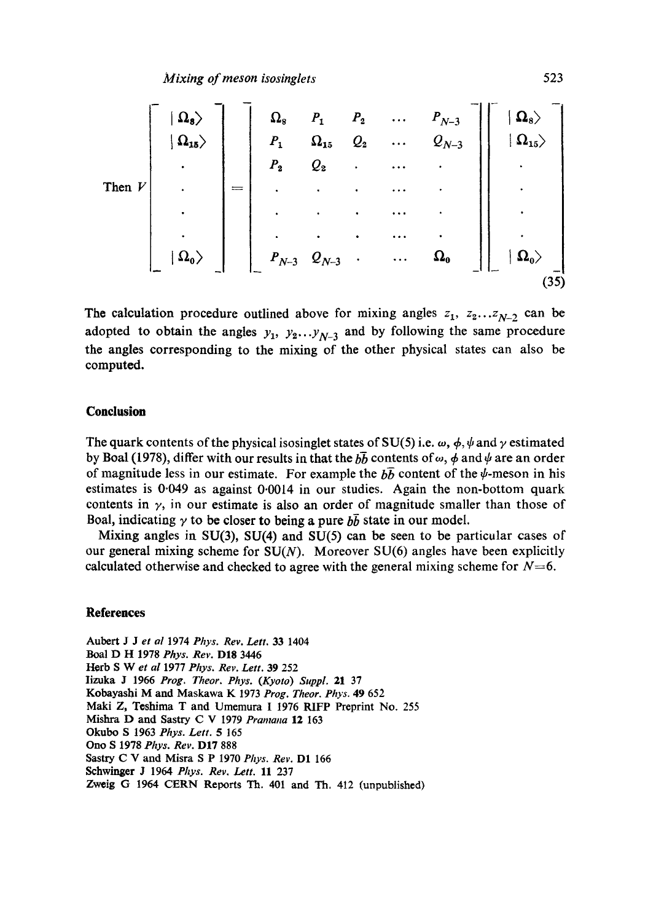Then

$$
V \begin{bmatrix} |\Omega_8\rangle \\ |\Omega_{15}\rangle \\ \cdot \\ \cdot \\ \cdot \\ \cdot \\ |\Omega_0\rangle \end{bmatrix} = \begin{bmatrix} \Omega_8 & P_1 & P_2 & \cdots & P_{N-3} \\ P_1 & \Omega_{15} & Q_2 & \cdots & Q_{N-3} \\ P_2 & Q_2 & \cdot & \cdots & \cdot \\ \cdot & \cdot & \cdot & \cdots & \cdot \\ \cdot & \cdot & \cdot & \cdots & \cdot \\ \cdot & \cdot & \cdot & \cdots & \cdot \\ P_{N-3} & Q_{N-3} & \cdot & \cdots & \Omega_0 \end{bmatrix} \begin{bmatrix} |\Omega_8\rangle \\ |\Omega_{15}\rangle \\ \cdot \\ \cdot \\ \cdot \\ \cdot \\ |\Omega_0\rangle \end{bmatrix} \tag{35}
$$

The calculation procedure outlined above for mixing angles $z_1$, $z_2 \ldots z_{N-2}$ can be adopted to obtain the angles $y_1$, $y_2 \ldots y_{N-3}$ and by following the same procedure the angles corresponding to the mixing of the other physical states can also be computed.

## Conclusion

The quark contents of the physical isosinglet states of SU(5) i.e. $\omega$, $\phi$, $\psi$ and $\gamma$ estimated by Boal (1978), differ with our results in that the $b\bar{b}$ contents of $\omega$, $\phi$ and $\psi$ are an order of magnitude less in our estimate. For example the $b\bar{b}$ content of the $\psi$-meson in his estimates is 0·049 as against 0·0014 in our studies. Again the non-bottom quark contents in $\gamma$, in our estimate is also an order of magnitude smaller than those of Boal, indicating $\gamma$ to be closer to being a pure $b\bar{b}$ state in our model.

Mixing angles in SU(3), SU(4) and SU(5) can be seen to be particular cases of our general mixing scheme for SU($N$). Moreover SU(6) angles have been explicitly calculated otherwise and checked to agree with the general mixing scheme for $N=6$.

## References

Aubert J J *et al* 1974 *Phys. Rev. Lett.* **33** 1404

Boal D H 1978 *Phys. Rev.* **D18** 3446

Herb S W *et al* 1977 *Phys. Rev. Lett.* **39** 252

Iizuka J 1966 *Prog. Theor. Phys. (Kyoto) Suppl.* **21** 37

Kobayashi M and Maskawa K 1973 *Prog. Theor. Phys.* **49** 652

Maki Z, Teshima T and Umemura I 1976 RIFP Preprint No. 255

Mishra D and Sastry C V 1979 *Pramana* **12** 163

Okubo S 1963 *Phys. Lett.* **5** 165

Ono S 1978 *Phys. Rev.* **D17** 888

Sastry C V and Misra S P 1970 *Phys. Rev.* **D1** 166

Schwinger J 1964 *Phys. Rev. Lett.* **11** 237

Zweig G 1964 CERN Reports Th. 401 and Th. 412 (unpublished)